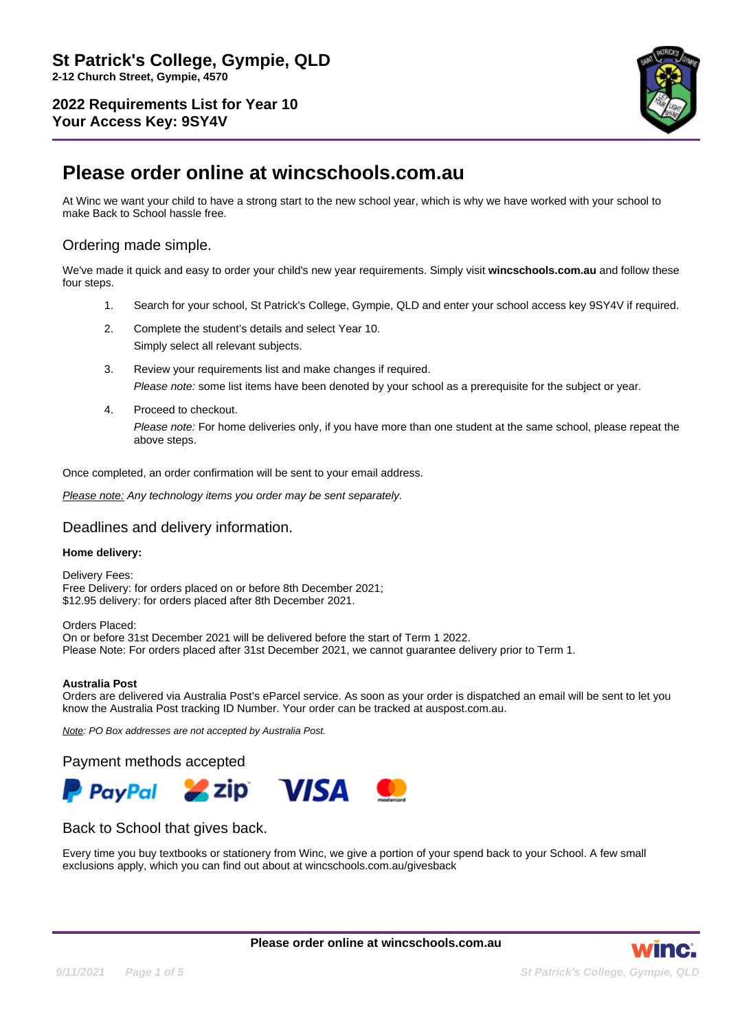# St Patrick's College, Gympie, QLD

**2-12 Church Street, Gympie, 4570**

**2022 Requirements List for Year 10**
**Your Access Key: 9SY4V**

## Please order online at wincschools.com.au

At Winc we want your child to have a strong start to the new school year, which is why we have worked with your school to make Back to School hassle free.

### Ordering made simple.

We've made it quick and easy to order your child's new year requirements. Simply visit **wincschools.com.au** and follow these four steps.

1. Search for your school, St Patrick's College, Gympie, QLD and enter your school access key 9SY4V if required.
2. Complete the student's details and select Year 10.
   Simply select all relevant subjects.
3. Review your requirements list and make changes if required.
   *Please note:* some list items have been denoted by your school as a prerequisite for the subject or year.
4. Proceed to checkout.
   *Please note:* For home deliveries only, if you have more than one student at the same school, please repeat the above steps.

Once completed, an order confirmation will be sent to your email address.

*Please note: Any technology items you order may be sent separately.*

### Deadlines and delivery information.

**Home delivery:**

Delivery Fees:
Free Delivery: for orders placed on or before 8th December 2021;
$12.95 delivery: for orders placed after 8th December 2021.

Orders Placed:
On or before 31st December 2021 will be delivered before the start of Term 1 2022.
Please Note: For orders placed after 31st December 2021, we cannot guarantee delivery prior to Term 1.

**Australia Post**
Orders are delivered via Australia Post's eParcel service. As soon as your order is dispatched an email will be sent to let you know the Australia Post tracking ID Number. Your order can be tracked at auspost.com.au.

*Note: PO Box addresses are not accepted by Australia Post.*

### Payment methods accepted

PayPal, zip, VISA, mastercard

### Back to School that gives back.

Every time you buy textbooks or stationery from Winc, we give a portion of your spend back to your School. A few small exclusions apply, which you can find out about at wincschools.com.au/givesback

**Please order online at wincschools.com.au**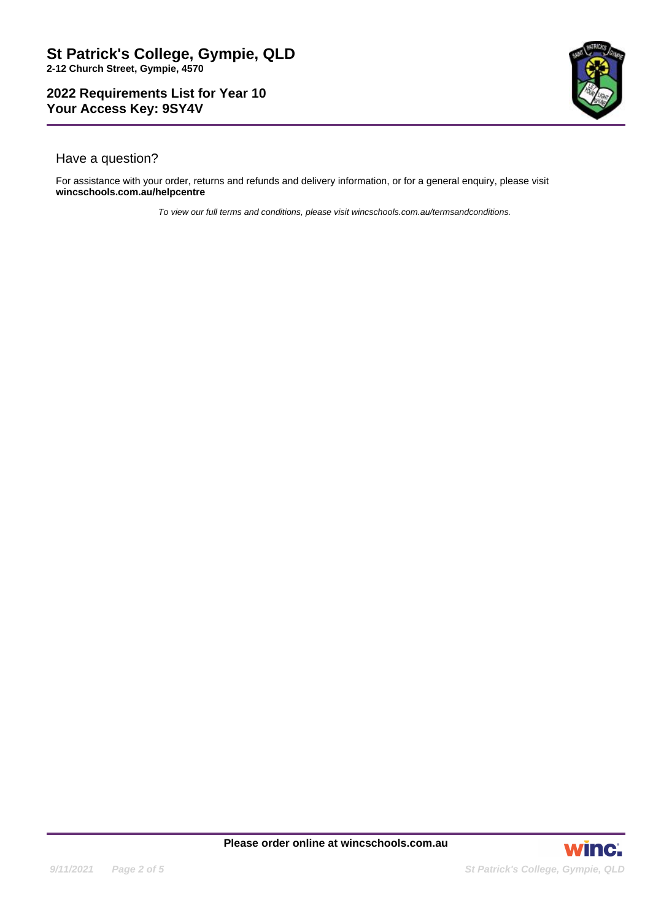# St Patrick's College, Gympie, QLD

**2-12 Church Street, Gympie, 4570**

## 2022 Requirements List for Year 10
## Your Access Key: 9SY4V

### Have a question?

For assistance with your order, returns and refunds and delivery information, or for a general enquiry, please visit **wincschools.com.au/helpcentre**

*To view our full terms and conditions, please visit wincschools.com.au/termsandconditions.*

**Please order online at wincschools.com.au**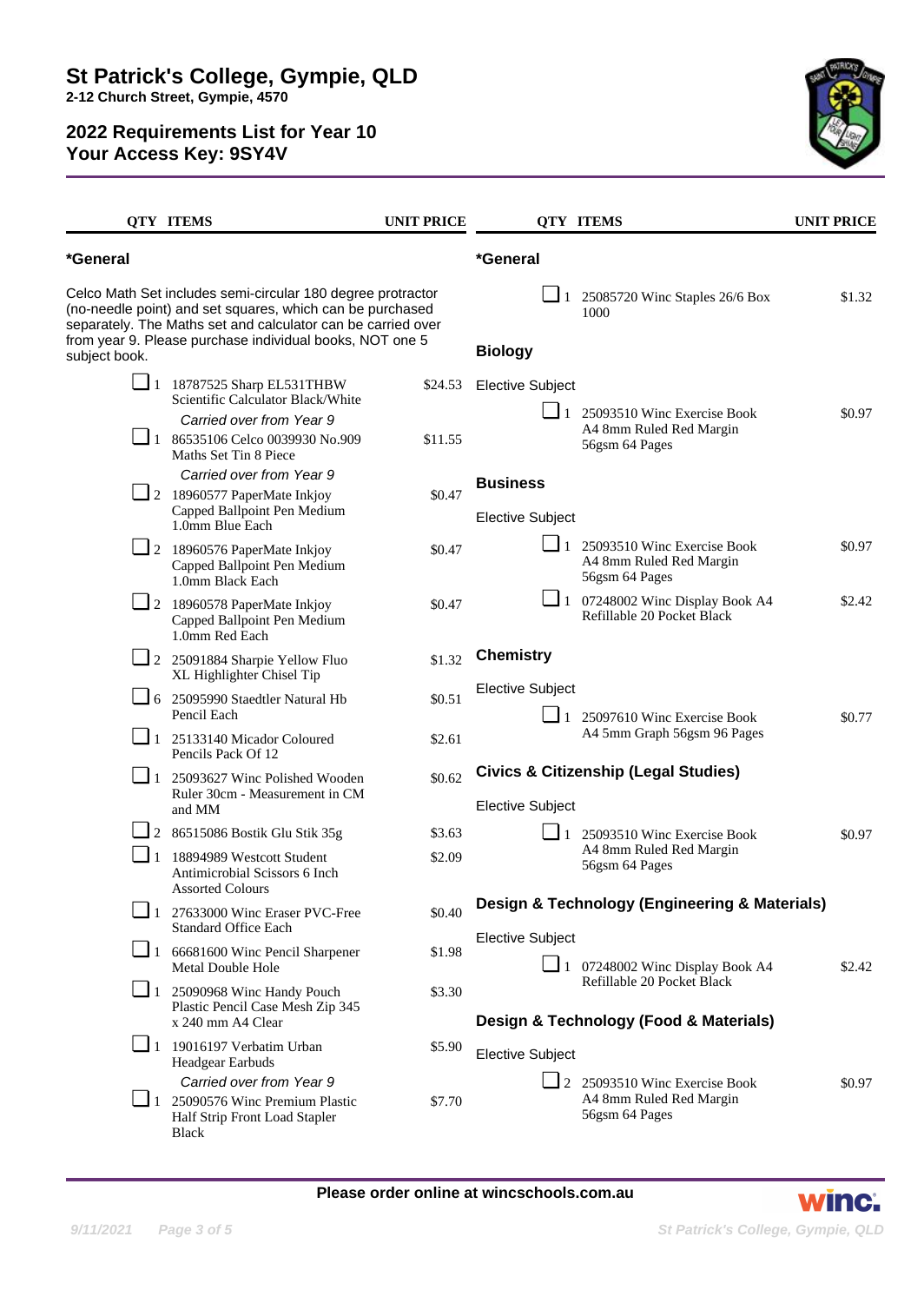# St Patrick's College, Gympie, QLD

**2-12 Church Street, Gympie, 4570**

## 2022 Requirements List for Year 10
## Your Access Key: 9SY4V

### *General

Celco Math Set includes semi-circular 180 degree protractor (no-needle point) and set squares, which can be purchased separately. The Maths set and calculator can be carried over from year 9. Please purchase individual books, NOT one 5 subject book.

| QTY | ITEMS | UNIT PRICE |
|---|---|---|
| 1 | 18787525 Sharp EL531THBW Scientific Calculator Black/White<br>*Carried over from Year 9* | $24.53 |
| 1 | 86535106 Celco 0039930 No.909 Maths Set Tin 8 Piece<br>*Carried over from Year 9* | $11.55 |
| 2 | 18960577 PaperMate Inkjoy Capped Ballpoint Pen Medium 1.0mm Blue Each | $0.47 |
| 2 | 18960576 PaperMate Inkjoy Capped Ballpoint Pen Medium 1.0mm Black Each | $0.47 |
| 2 | 18960578 PaperMate Inkjoy Capped Ballpoint Pen Medium 1.0mm Red Each | $0.47 |
| 2 | 25091884 Sharpie Yellow Fluo XL Highlighter Chisel Tip | $1.32 |
| 6 | 25095990 Staedtler Natural Hb Pencil Each | $0.51 |
| 1 | 25133140 Micador Coloured Pencils Pack Of 12 | $2.61 |
| 1 | 25093627 Winc Polished Wooden Ruler 30cm - Measurement in CM and MM | $0.62 |
| 2 | 86515086 Bostik Glu Stik 35g | $3.63 |
| 1 | 18894989 Westcott Student Antimicrobial Scissors 6 Inch Assorted Colours | $2.09 |
| 1 | 27633000 Winc Eraser PVC-Free Standard Office Each | $0.40 |
| 1 | 66681600 Winc Pencil Sharpener Metal Double Hole | $1.98 |
| 1 | 25090968 Winc Handy Pouch Plastic Pencil Case Mesh Zip 345 x 240 mm A4 Clear | $3.30 |
| 1 | 19016197 Verbatim Urban Headgear Earbuds<br>*Carried over from Year 9* | $5.90 |
| 1 | 25090576 Winc Premium Plastic Half Strip Front Load Stapler Black | $7.70 |
| 1 | 25085720 Winc Staples 26/6 Box 1000 | $1.32 |

### Biology

Elective Subject

| QTY | ITEMS | UNIT PRICE |
|---|---|---|
| 1 | 25093510 Winc Exercise Book A4 8mm Ruled Red Margin 56gsm 64 Pages | $0.97 |

### Business

Elective Subject

| QTY | ITEMS | UNIT PRICE |
|---|---|---|
| 1 | 25093510 Winc Exercise Book A4 8mm Ruled Red Margin 56gsm 64 Pages | $0.97 |
| 1 | 07248002 Winc Display Book A4 Refillable 20 Pocket Black | $2.42 |

### Chemistry

Elective Subject

| QTY | ITEMS | UNIT PRICE |
|---|---|---|
| 1 | 25097610 Winc Exercise Book A4 5mm Graph 56gsm 96 Pages | $0.77 |

### Civics & Citizenship (Legal Studies)

Elective Subject

| QTY | ITEMS | UNIT PRICE |
|---|---|---|
| 1 | 25093510 Winc Exercise Book A4 8mm Ruled Red Margin 56gsm 64 Pages | $0.97 |

### Design & Technology (Engineering & Materials)

Elective Subject

| QTY | ITEMS | UNIT PRICE |
|---|---|---|
| 1 | 07248002 Winc Display Book A4 Refillable 20 Pocket Black | $2.42 |

### Design & Technology (Food & Materials)

Elective Subject

| QTY | ITEMS | UNIT PRICE |
|---|---|---|
| 2 | 25093510 Winc Exercise Book A4 8mm Ruled Red Margin 56gsm 64 Pages | $0.97 |

**Please order online at wincschools.com.au**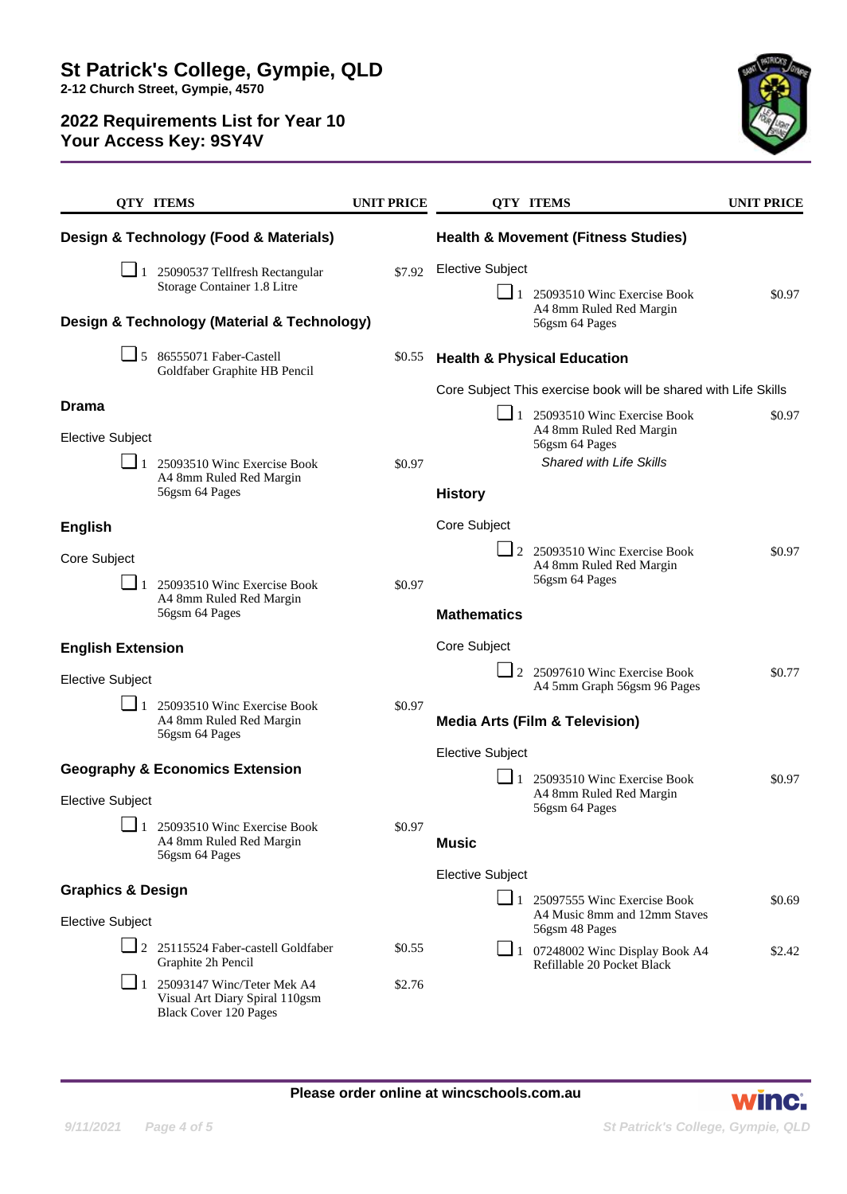# St Patrick's College, Gympie, QLD

**2-12 Church Street, Gympie, 4570**

## 2022 Requirements List for Year 10

## Your Access Key: 9SY4V

| QTY | ITEMS | UNIT PRICE |
|---|---|---|

### Design & Technology (Food & Materials)

| QTY | ITEMS | UNIT PRICE |
|---|---|---|
| 1 | 25090537 Tellfresh Rectangular Storage Container 1.8 Litre | $7.92 |

### Design & Technology (Material & Technology)

| QTY | ITEMS | UNIT PRICE |
|---|---|---|
| 5 | 86555071 Faber-Castell Goldfaber Graphite HB Pencil | $0.55 |

### Drama

Elective Subject

| QTY | ITEMS | UNIT PRICE |
|---|---|---|
| 1 | 25093510 Winc Exercise Book A4 8mm Ruled Red Margin 56gsm 64 Pages | $0.97 |

### English

Core Subject

| QTY | ITEMS | UNIT PRICE |
|---|---|---|
| 1 | 25093510 Winc Exercise Book A4 8mm Ruled Red Margin 56gsm 64 Pages | $0.97 |

### English Extension

Elective Subject

| QTY | ITEMS | UNIT PRICE |
|---|---|---|
| 1 | 25093510 Winc Exercise Book A4 8mm Ruled Red Margin 56gsm 64 Pages | $0.97 |

### Geography & Economics Extension

Elective Subject

| QTY | ITEMS | UNIT PRICE |
|---|---|---|
| 1 | 25093510 Winc Exercise Book A4 8mm Ruled Red Margin 56gsm 64 Pages | $0.97 |

### Graphics & Design

Elective Subject

| QTY | ITEMS | UNIT PRICE |
|---|---|---|
| 2 | 25115524 Faber-castell Goldfaber Graphite 2h Pencil | $0.55 |
| 1 | 25093147 Winc/Teter Mek A4 Visual Art Diary Spiral 110gsm Black Cover 120 Pages | $2.76 |

### Health & Movement (Fitness Studies)

Elective Subject

| QTY | ITEMS | UNIT PRICE |
|---|---|---|
| 1 | 25093510 Winc Exercise Book A4 8mm Ruled Red Margin 56gsm 64 Pages | $0.97 |

### Health & Physical Education

Core Subject This exercise book will be shared with Life Skills

| QTY | ITEMS | UNIT PRICE |
|---|---|---|
| 1 | 25093510 Winc Exercise Book A4 8mm Ruled Red Margin 56gsm 64 Pages *Shared with Life Skills* | $0.97 |

### History

Core Subject

| QTY | ITEMS | UNIT PRICE |
|---|---|---|
| 2 | 25093510 Winc Exercise Book A4 8mm Ruled Red Margin 56gsm 64 Pages | $0.97 |

### Mathematics

Core Subject

| QTY | ITEMS | UNIT PRICE |
|---|---|---|
| 2 | 25097610 Winc Exercise Book A4 5mm Graph 56gsm 96 Pages | $0.77 |

### Media Arts (Film & Television)

Elective Subject

| QTY | ITEMS | UNIT PRICE |
|---|---|---|
| 1 | 25093510 Winc Exercise Book A4 8mm Ruled Red Margin 56gsm 64 Pages | $0.97 |

### Music

Elective Subject

| QTY | ITEMS | UNIT PRICE |
|---|---|---|
| 1 | 25097555 Winc Exercise Book A4 Music 8mm and 12mm Staves 56gsm 48 Pages | $0.69 |
| 1 | 07248002 Winc Display Book A4 Refillable 20 Pocket Black | $2.42 |

**Please order online at wincschools.com.au**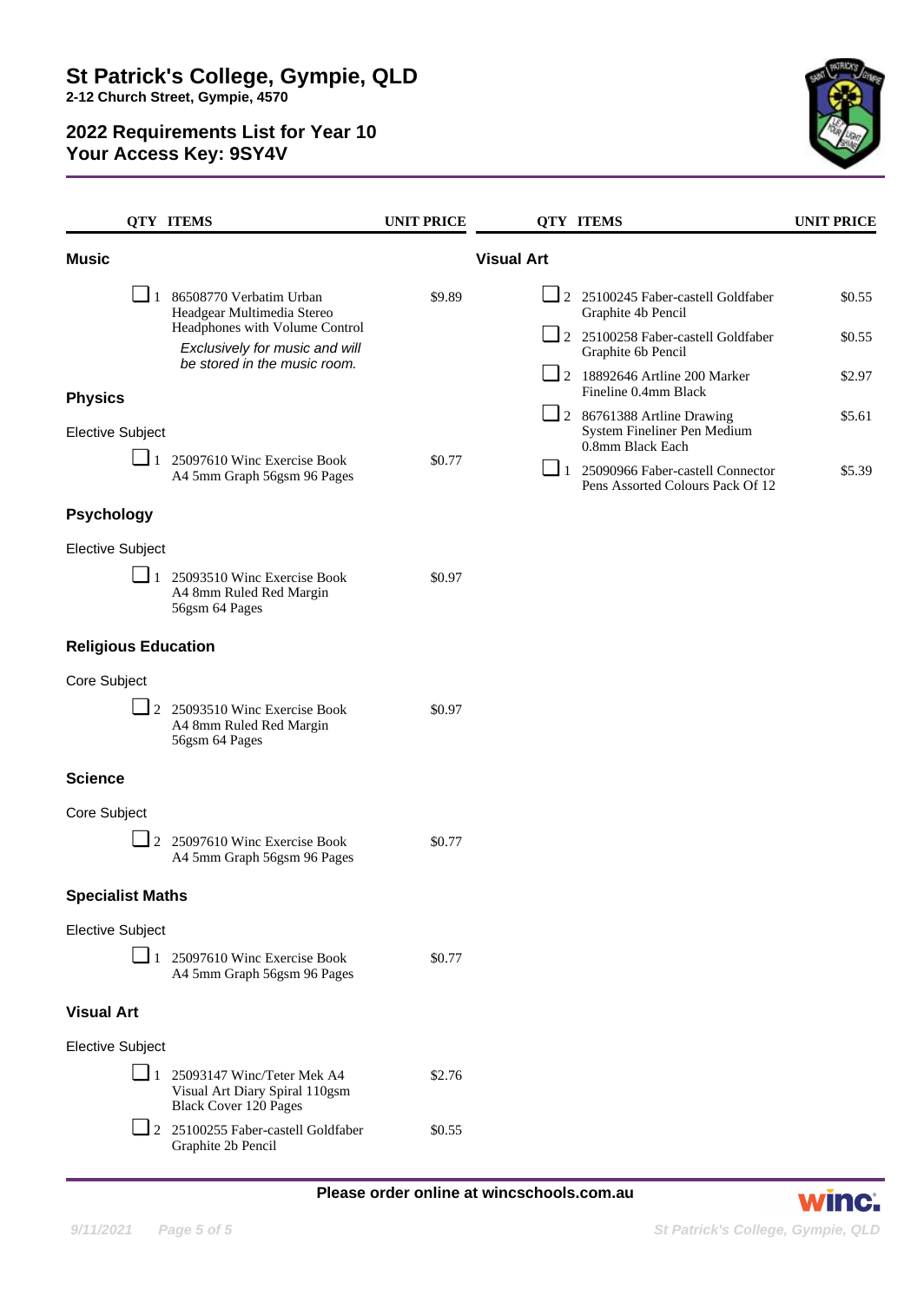# St Patrick's College, Gympie, QLD

**2-12 Church Street, Gympie, 4570**

## 2022 Requirements List for Year 10

## Your Access Key: 9SY4V

### Music

| QTY | ITEMS | UNIT PRICE |
|---|---|---|
| 1 | 86508770 Verbatim Urban Headgear Multimedia Stereo Headphones with Volume Control<br>*Exclusively for music and will be stored in the music room.* | $9.89 |

### Physics

Elective Subject

| QTY | ITEMS | UNIT PRICE |
|---|---|---|
| 1 | 25097610 Winc Exercise Book A4 5mm Graph 56gsm 96 Pages | $0.77 |

### Psychology

Elective Subject

| QTY | ITEMS | UNIT PRICE |
|---|---|---|
| 1 | 25093510 Winc Exercise Book A4 8mm Ruled Red Margin 56gsm 64 Pages | $0.97 |

### Religious Education

Core Subject

| QTY | ITEMS | UNIT PRICE |
|---|---|---|
| 2 | 25093510 Winc Exercise Book A4 8mm Ruled Red Margin 56gsm 64 Pages | $0.97 |

### Science

Core Subject

| QTY | ITEMS | UNIT PRICE |
|---|---|---|
| 2 | 25097610 Winc Exercise Book A4 5mm Graph 56gsm 96 Pages | $0.77 |

### Specialist Maths

Elective Subject

| QTY | ITEMS | UNIT PRICE |
|---|---|---|
| 1 | 25097610 Winc Exercise Book A4 5mm Graph 56gsm 96 Pages | $0.77 |

### Visual Art

Elective Subject

| QTY | ITEMS | UNIT PRICE |
|---|---|---|
| 1 | 25093147 Winc/Teter Mek A4 Visual Art Diary Spiral 110gsm Black Cover 120 Pages | $2.76 |
| 2 | 25100255 Faber-castell Goldfaber Graphite 2b Pencil | $0.55 |
| 2 | 25100245 Faber-castell Goldfaber Graphite 4b Pencil | $0.55 |
| 2 | 25100258 Faber-castell Goldfaber Graphite 6b Pencil | $0.55 |
| 2 | 18892646 Artline 200 Marker Fineline 0.4mm Black | $2.97 |
| 2 | 86761388 Artline Drawing System Fineliner Pen Medium 0.8mm Black Each | $5.61 |
| 1 | 25090966 Faber-castell Connector Pens Assorted Colours Pack Of 12 | $5.39 |

**Please order online at wincschools.com.au**